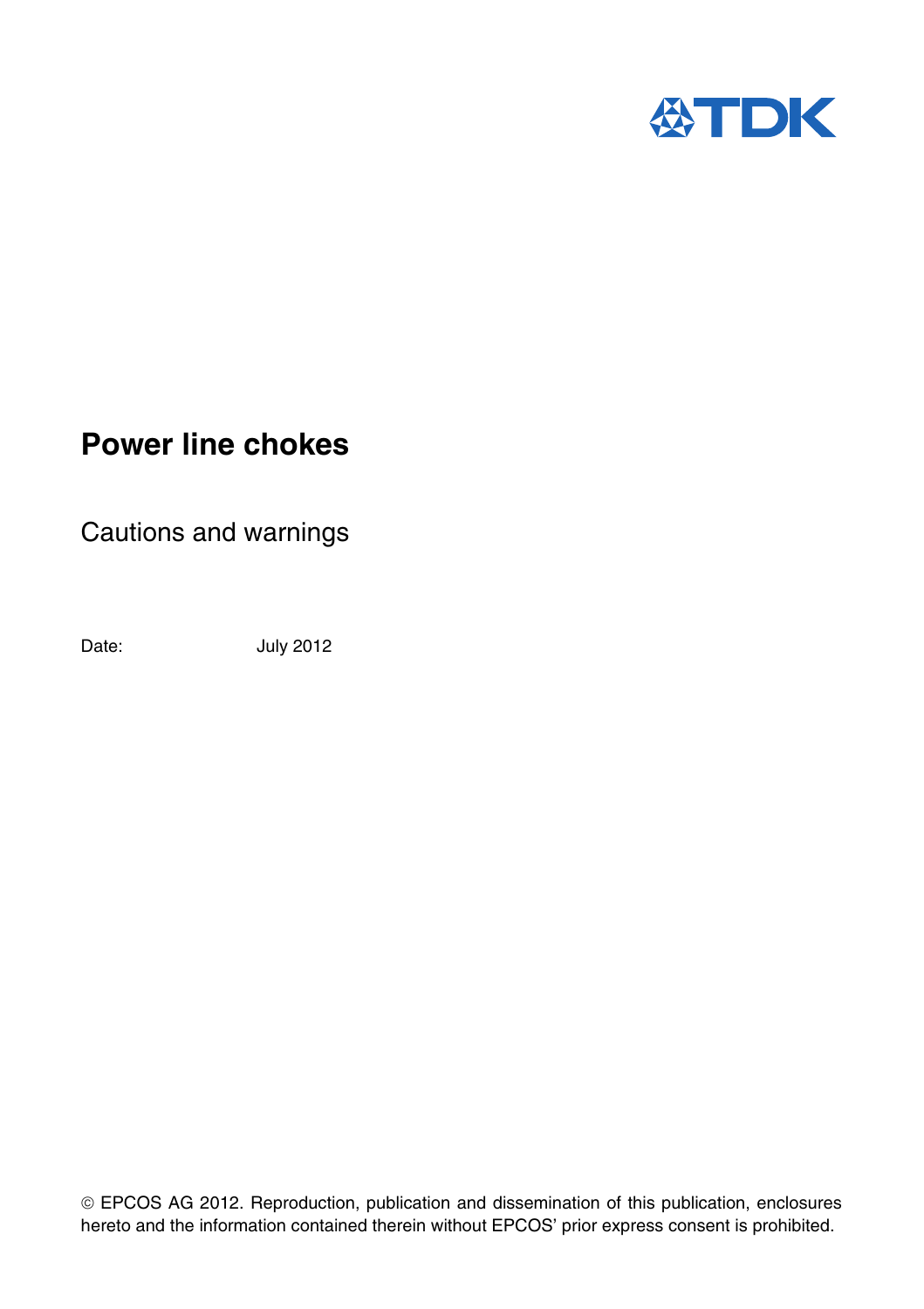# Power line chokes

Cautions and warnings

Date: July 2012

© EPCOS AG 2012. Reproduction, publication and dissemination of this publication, enclosures hereto and the information contained therein without EPCOS' prior express consent is prohibited.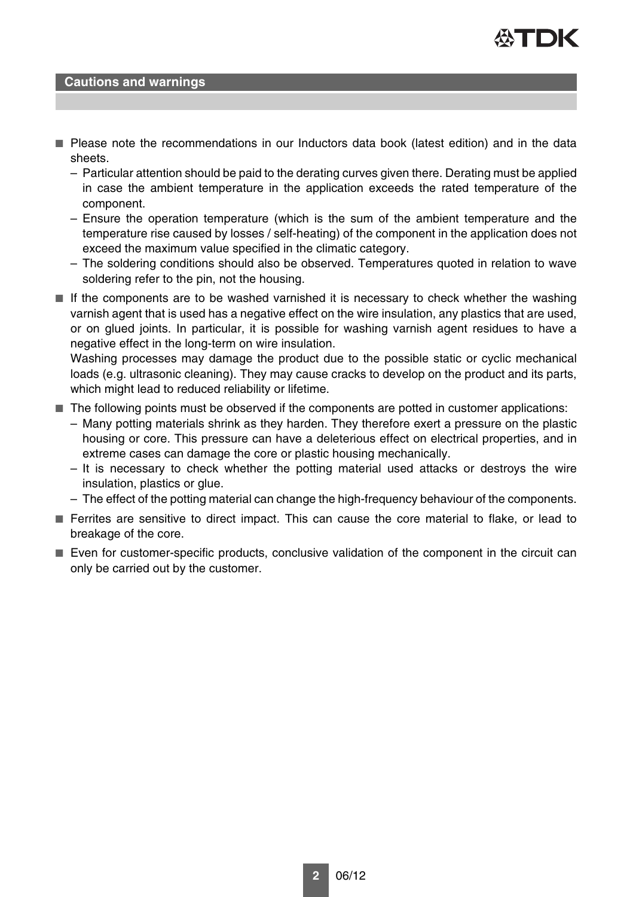## Cautions and warnings

- Please note the recommendations in our Inductors data book (latest edition) and in the data sheets.
  - Particular attention should be paid to the derating curves given there. Derating must be applied in case the ambient temperature in the application exceeds the rated temperature of the component.
  - Ensure the operation temperature (which is the sum of the ambient temperature and the temperature rise caused by losses / self-heating) of the component in the application does not exceed the maximum value specified in the climatic category.
  - The soldering conditions should also be observed. Temperatures quoted in relation to wave soldering refer to the pin, not the housing.
- If the components are to be washed varnished it is necessary to check whether the washing varnish agent that is used has a negative effect on the wire insulation, any plastics that are used, or on glued joints. In particular, it is possible for washing varnish agent residues to have a negative effect in the long-term on wire insulation.
  Washing processes may damage the product due to the possible static or cyclic mechanical loads (e.g. ultrasonic cleaning). They may cause cracks to develop on the product and its parts, which might lead to reduced reliability or lifetime.
- The following points must be observed if the components are potted in customer applications:
  - Many potting materials shrink as they harden. They therefore exert a pressure on the plastic housing or core. This pressure can have a deleterious effect on electrical properties, and in extreme cases can damage the core or plastic housing mechanically.
  - It is necessary to check whether the potting material used attacks or destroys the wire insulation, plastics or glue.
  - The effect of the potting material can change the high-frequency behaviour of the components.
- Ferrites are sensitive to direct impact. This can cause the core material to flake, or lead to breakage of the core.
- Even for customer-specific products, conclusive validation of the component in the circuit can only be carried out by the customer.